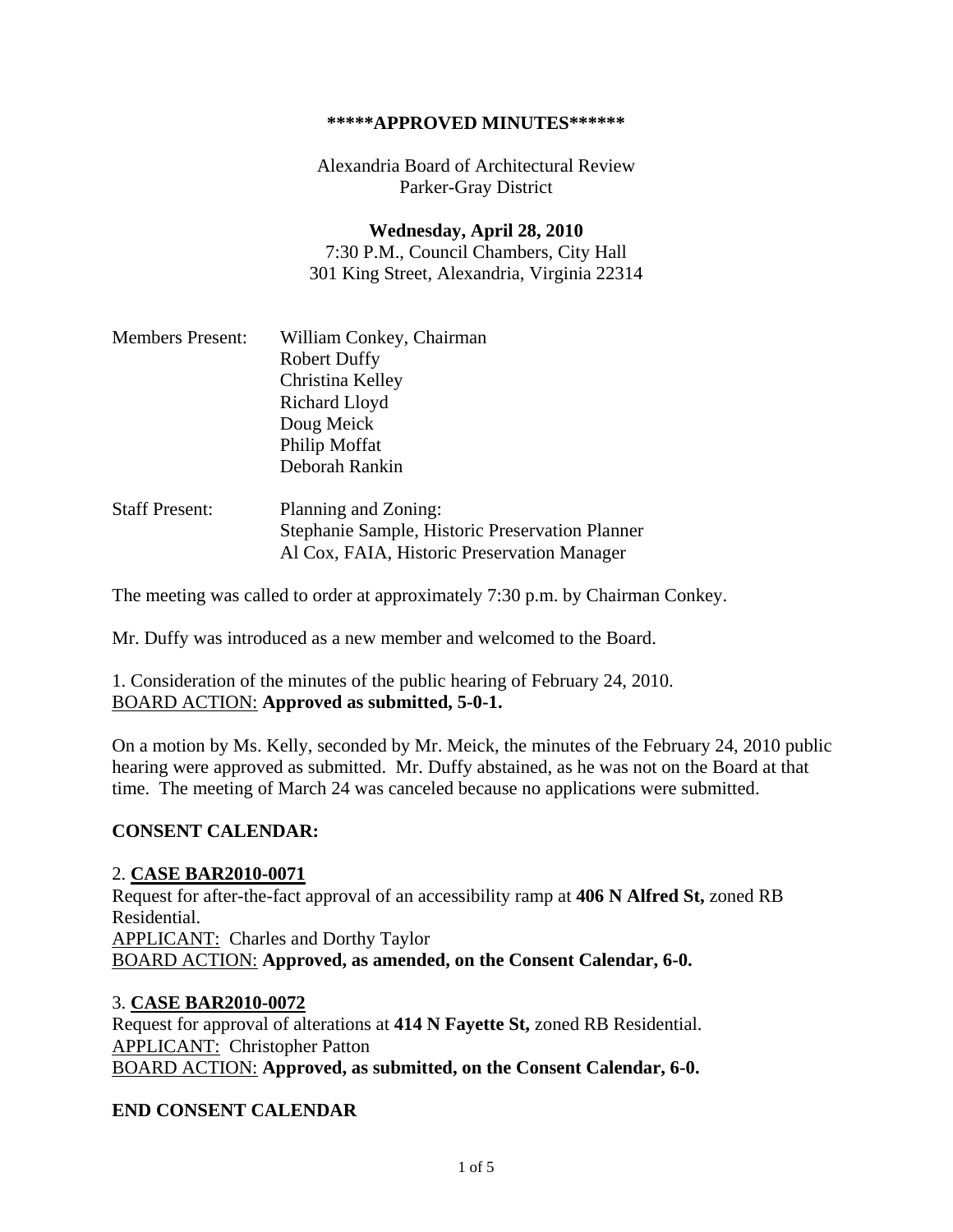**\*\*\*\*\*APPROVED MINUTES\*\*\*\*\*\***

Alexandria Board of Architectural Review
Parker-Gray District

**Wednesday, April 28, 2010**
7:30 P.M., Council Chambers, City Hall
301 King Street, Alexandria, Virginia 22314

Members Present: William Conkey, Chairman
Robert Duffy
Christina Kelley
Richard Lloyd
Doug Meick
Philip Moffat
Deborah Rankin

Staff Present: Planning and Zoning:
Stephanie Sample, Historic Preservation Planner
Al Cox, FAIA, Historic Preservation Manager

The meeting was called to order at approximately 7:30 p.m. by Chairman Conkey.

Mr. Duffy was introduced as a new member and welcomed to the Board.

1. Consideration of the minutes of the public hearing of February 24, 2010.
<u>BOARD ACTION:</u> **Approved as submitted, 5-0-1.**

On a motion by Ms. Kelly, seconded by Mr. Meick, the minutes of the February 24, 2010 public hearing were approved as submitted. Mr. Duffy abstained, as he was not on the Board at that time. The meeting of March 24 was canceled because no applications were submitted.

**CONSENT CALENDAR:**

2. **<u>CASE BAR2010-0071</u>**
Request for after-the-fact approval of an accessibility ramp at **406 N Alfred St,** zoned RB Residential.
<u>APPLICANT:</u> Charles and Dorthy Taylor
<u>BOARD ACTION:</u> **Approved, as amended, on the Consent Calendar, 6-0.**

3. **<u>CASE BAR2010-0072</u>**
Request for approval of alterations at **414 N Fayette St,** zoned RB Residential.
<u>APPLICANT:</u> Christopher Patton
<u>BOARD ACTION:</u> **Approved, as submitted, on the Consent Calendar, 6-0.**

**END CONSENT CALENDAR**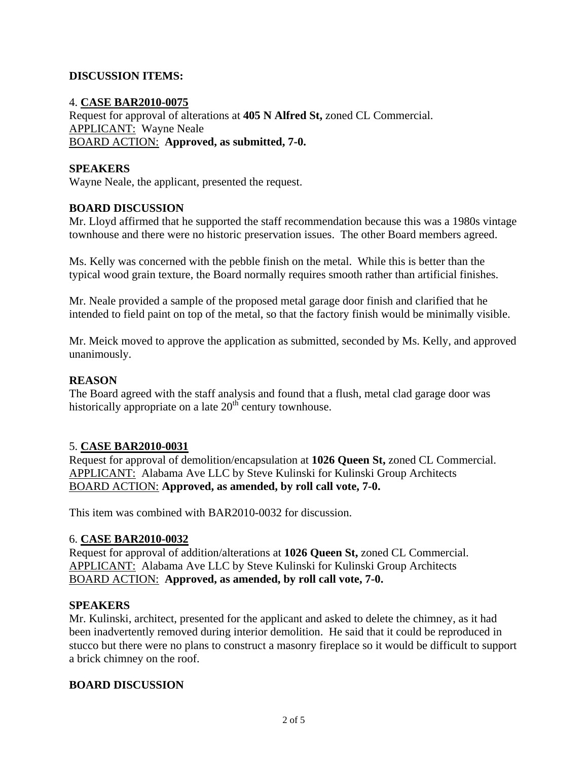## DISCUSSION ITEMS:

4. **CASE BAR2010-0075**
Request for approval of alterations at **405 N Alfred St,** zoned CL Commercial.
APPLICANT: Wayne Neale
BOARD ACTION: **Approved, as submitted, 7-0.**

### SPEAKERS

Wayne Neale, the applicant, presented the request.

### BOARD DISCUSSION

Mr. Lloyd affirmed that he supported the staff recommendation because this was a 1980s vintage townhouse and there were no historic preservation issues. The other Board members agreed.

Ms. Kelly was concerned with the pebble finish on the metal. While this is better than the typical wood grain texture, the Board normally requires smooth rather than artificial finishes.

Mr. Neale provided a sample of the proposed metal garage door finish and clarified that he intended to field paint on top of the metal, so that the factory finish would be minimally visible.

Mr. Meick moved to approve the application as submitted, seconded by Ms. Kelly, and approved unanimously.

### REASON

The Board agreed with the staff analysis and found that a flush, metal clad garage door was historically appropriate on a late 20th century townhouse.

5. **CASE BAR2010-0031**
Request for approval of demolition/encapsulation at **1026 Queen St,** zoned CL Commercial.
APPLICANT: Alabama Ave LLC by Steve Kulinski for Kulinski Group Architects
BOARD ACTION: **Approved, as amended, by roll call vote, 7-0.**

This item was combined with BAR2010-0032 for discussion.

6. **CASE BAR2010-0032**
Request for approval of addition/alterations at **1026 Queen St,** zoned CL Commercial.
APPLICANT: Alabama Ave LLC by Steve Kulinski for Kulinski Group Architects
BOARD ACTION: **Approved, as amended, by roll call vote, 7-0.**

### SPEAKERS

Mr. Kulinski, architect, presented for the applicant and asked to delete the chimney, as it had been inadvertently removed during interior demolition. He said that it could be reproduced in stucco but there were no plans to construct a masonry fireplace so it would be difficult to support a brick chimney on the roof.

### BOARD DISCUSSION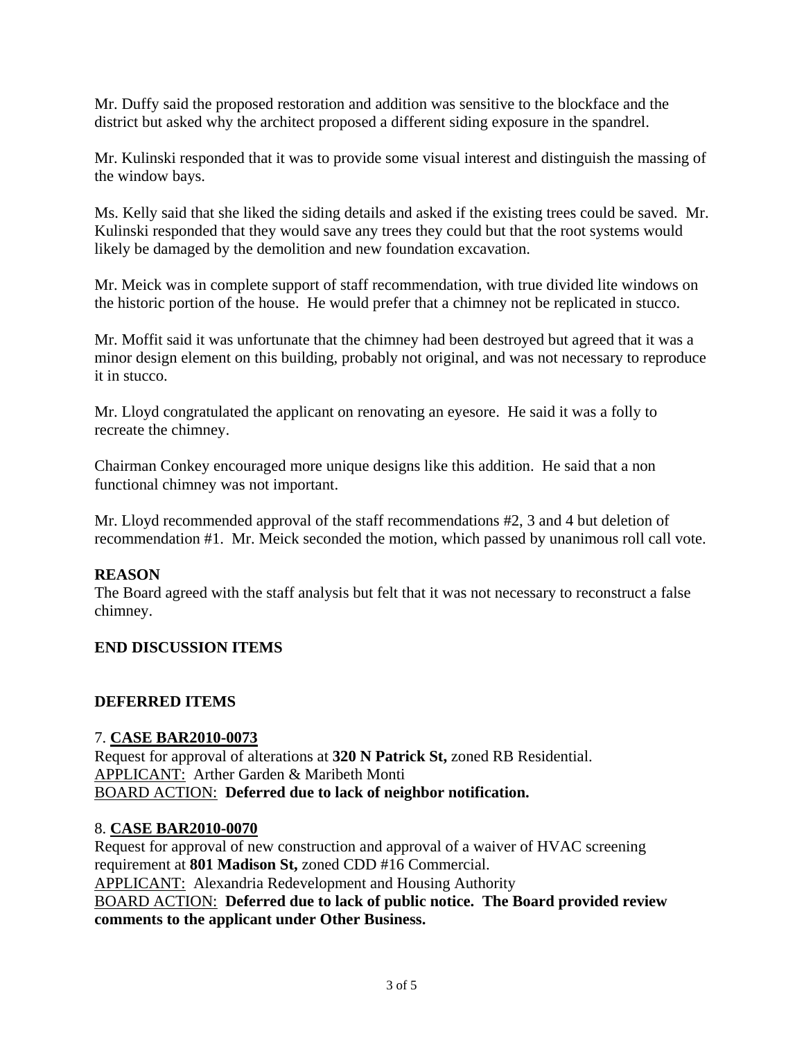Mr. Duffy said the proposed restoration and addition was sensitive to the blockface and the district but asked why the architect proposed a different siding exposure in the spandrel.

Mr. Kulinski responded that it was to provide some visual interest and distinguish the massing of the window bays.

Ms. Kelly said that she liked the siding details and asked if the existing trees could be saved. Mr. Kulinski responded that they would save any trees they could but that the root systems would likely be damaged by the demolition and new foundation excavation.

Mr. Meick was in complete support of staff recommendation, with true divided lite windows on the historic portion of the house. He would prefer that a chimney not be replicated in stucco.

Mr. Moffit said it was unfortunate that the chimney had been destroyed but agreed that it was a minor design element on this building, probably not original, and was not necessary to reproduce it in stucco.

Mr. Lloyd congratulated the applicant on renovating an eyesore. He said it was a folly to recreate the chimney.

Chairman Conkey encouraged more unique designs like this addition. He said that a non functional chimney was not important.

Mr. Lloyd recommended approval of the staff recommendations #2, 3 and 4 but deletion of recommendation #1. Mr. Meick seconded the motion, which passed by unanimous roll call vote.

**REASON**
The Board agreed with the staff analysis but felt that it was not necessary to reconstruct a false chimney.

**END DISCUSSION ITEMS**

**DEFERRED ITEMS**

7. **CASE BAR2010-0073**
Request for approval of alterations at **320 N Patrick St,** zoned RB Residential.
APPLICANT: Arther Garden & Maribeth Monti
BOARD ACTION: **Deferred due to lack of neighbor notification.**

8. **CASE BAR2010-0070**
Request for approval of new construction and approval of a waiver of HVAC screening requirement at **801 Madison St,** zoned CDD #16 Commercial.
APPLICANT: Alexandria Redevelopment and Housing Authority
BOARD ACTION: **Deferred due to lack of public notice. The Board provided review comments to the applicant under Other Business.**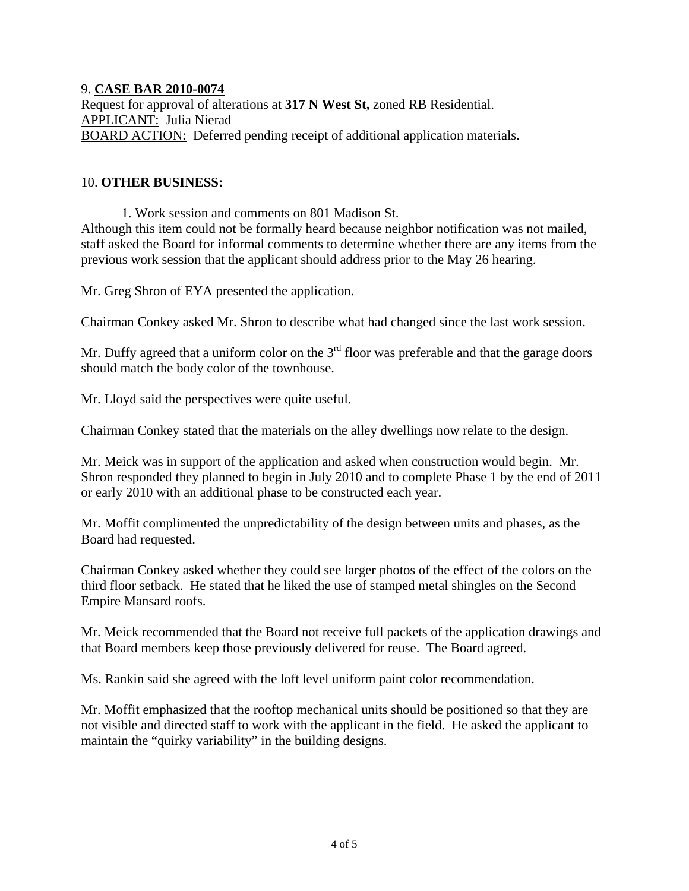9. **CASE BAR 2010-0074**
Request for approval of alterations at **317 N West St,** zoned RB Residential.
APPLICANT: Julia Nierad
BOARD ACTION: Deferred pending receipt of additional application materials.

10. **OTHER BUSINESS:**

1. Work session and comments on 801 Madison St.

Although this item could not be formally heard because neighbor notification was not mailed, staff asked the Board for informal comments to determine whether there are any items from the previous work session that the applicant should address prior to the May 26 hearing.

Mr. Greg Shron of EYA presented the application.

Chairman Conkey asked Mr. Shron to describe what had changed since the last work session.

Mr. Duffy agreed that a uniform color on the 3rd floor was preferable and that the garage doors should match the body color of the townhouse.

Mr. Lloyd said the perspectives were quite useful.

Chairman Conkey stated that the materials on the alley dwellings now relate to the design.

Mr. Meick was in support of the application and asked when construction would begin. Mr. Shron responded they planned to begin in July 2010 and to complete Phase 1 by the end of 2011 or early 2010 with an additional phase to be constructed each year.

Mr. Moffit complimented the unpredictability of the design between units and phases, as the Board had requested.

Chairman Conkey asked whether they could see larger photos of the effect of the colors on the third floor setback. He stated that he liked the use of stamped metal shingles on the Second Empire Mansard roofs.

Mr. Meick recommended that the Board not receive full packets of the application drawings and that Board members keep those previously delivered for reuse. The Board agreed.

Ms. Rankin said she agreed with the loft level uniform paint color recommendation.

Mr. Moffit emphasized that the rooftop mechanical units should be positioned so that they are not visible and directed staff to work with the applicant in the field. He asked the applicant to maintain the "quirky variability" in the building designs.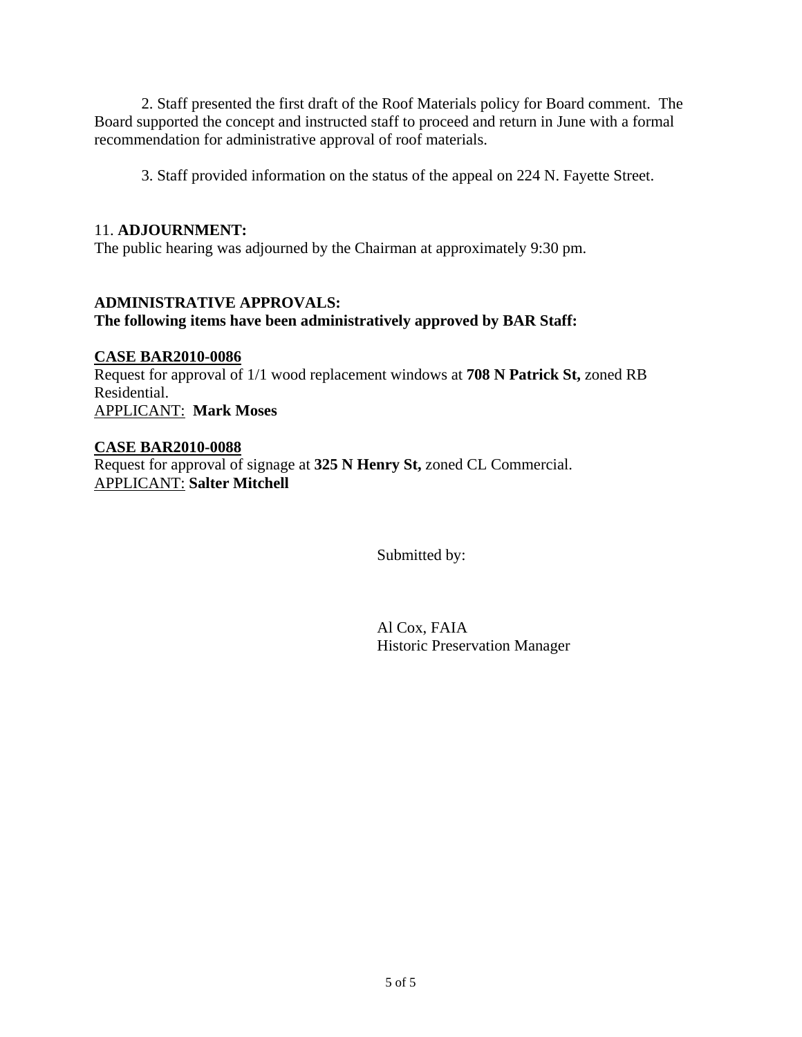2. Staff presented the first draft of the Roof Materials policy for Board comment. The Board supported the concept and instructed staff to proceed and return in June with a formal recommendation for administrative approval of roof materials.

3. Staff provided information on the status of the appeal on 224 N. Fayette Street.

11. **ADJOURNMENT:**
The public hearing was adjourned by the Chairman at approximately 9:30 pm.

**ADMINISTRATIVE APPROVALS:**
**The following items have been administratively approved by BAR Staff:**

**CASE BAR2010-0086**
Request for approval of 1/1 wood replacement windows at **708 N Patrick St,** zoned RB Residential.
APPLICANT: **Mark Moses**

**CASE BAR2010-0088**
Request for approval of signage at **325 N Henry St,** zoned CL Commercial.
APPLICANT: **Salter Mitchell**

Submitted by:

Al Cox, FAIA
Historic Preservation Manager